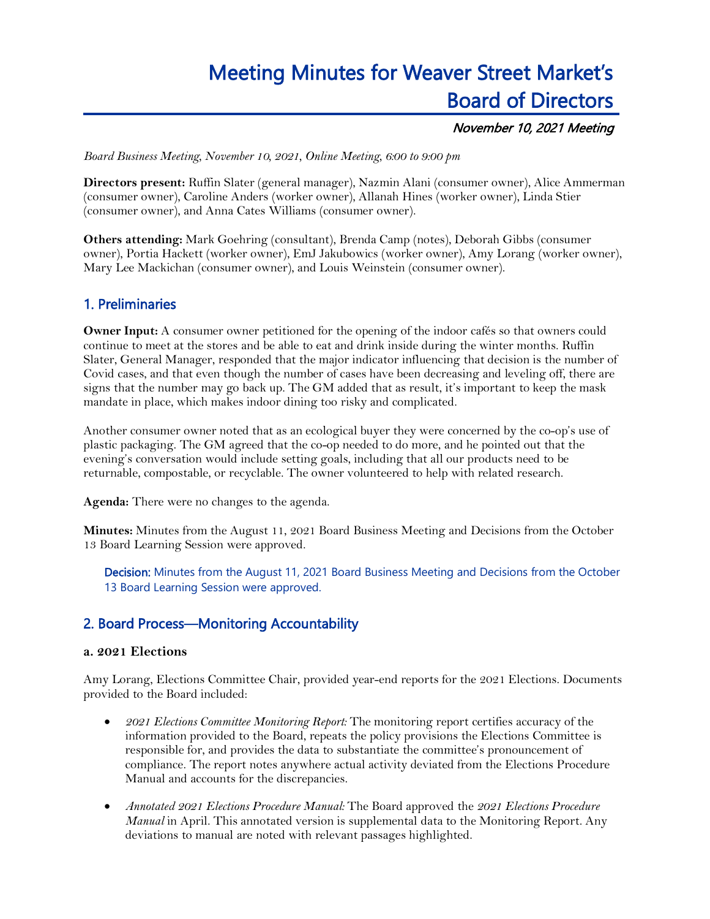# Meeting Minutes for Weaver Street Market's Board of Directors

***November 10, 2021 Meeting***

*Board Business Meeting, November 10, 2021, Online Meeting, 6:00 to 9:00 pm*

**Directors present:** Ruffin Slater (general manager), Nazmin Alani (consumer owner), Alice Ammerman (consumer owner), Caroline Anders (worker owner), Allanah Hines (worker owner), Linda Stier (consumer owner), and Anna Cates Williams (consumer owner).

**Others attending:** Mark Goehring (consultant), Brenda Camp (notes), Deborah Gibbs (consumer owner), Portia Hackett (worker owner), EmJ Jakubowics (worker owner), Amy Lorang (worker owner), Mary Lee Mackichan (consumer owner), and Louis Weinstein (consumer owner).

## 1. Preliminaries

**Owner Input:** A consumer owner petitioned for the opening of the indoor cafés so that owners could continue to meet at the stores and be able to eat and drink inside during the winter months. Ruffin Slater, General Manager, responded that the major indicator influencing that decision is the number of Covid cases, and that even though the number of cases have been decreasing and leveling off, there are signs that the number may go back up. The GM added that as result, it's important to keep the mask mandate in place, which makes indoor dining too risky and complicated.

Another consumer owner noted that as an ecological buyer they were concerned by the co-op's use of plastic packaging. The GM agreed that the co-op needed to do more, and he pointed out that the evening's conversation would include setting goals, including that all our products need to be returnable, compostable, or recyclable. The owner volunteered to help with related research.

**Agenda:** There were no changes to the agenda.

**Minutes:** Minutes from the August 11, 2021 Board Business Meeting and Decisions from the October 13 Board Learning Session were approved.

> **Decision:** Minutes from the August 11, 2021 Board Business Meeting and Decisions from the October 13 Board Learning Session were approved.

## 2. Board Process—Monitoring Accountability

### a. 2021 Elections

Amy Lorang, Elections Committee Chair, provided year-end reports for the 2021 Elections. Documents provided to the Board included:

- *2021 Elections Committee Monitoring Report:* The monitoring report certifies accuracy of the information provided to the Board, repeats the policy provisions the Elections Committee is responsible for, and provides the data to substantiate the committee's pronouncement of compliance. The report notes anywhere actual activity deviated from the Elections Procedure Manual and accounts for the discrepancies.
- *Annotated 2021 Elections Procedure Manual:* The Board approved the *2021 Elections Procedure Manual* in April. This annotated version is supplemental data to the Monitoring Report. Any deviations to manual are noted with relevant passages highlighted.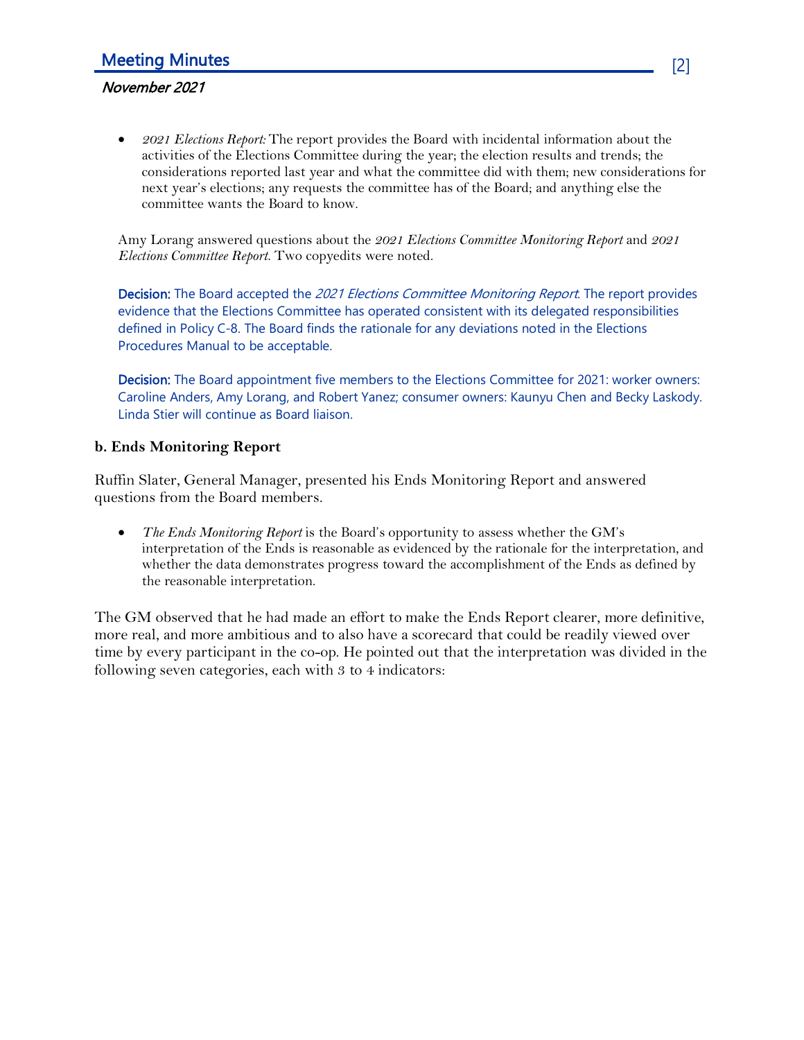- *2021 Elections Report:* The report provides the Board with incidental information about the activities of the Elections Committee during the year; the election results and trends; the considerations reported last year and what the committee did with them; new considerations for next year's elections; any requests the committee has of the Board; and anything else the committee wants the Board to know.

Amy Lorang answered questions about the *2021 Elections Committee Monitoring Report* and *2021 Elections Committee Report*. Two copyedits were noted.

**Decision:** The Board accepted the *2021 Elections Committee Monitoring Report*. The report provides evidence that the Elections Committee has operated consistent with its delegated responsibilities defined in Policy C-8. The Board finds the rationale for any deviations noted in the Elections Procedures Manual to be acceptable.

**Decision:** The Board appointment five members to the Elections Committee for 2021: worker owners: Caroline Anders, Amy Lorang, and Robert Yanez; consumer owners: Kaunyu Chen and Becky Laskody. Linda Stier will continue as Board liaison.

### b. Ends Monitoring Report

Ruffin Slater, General Manager, presented his Ends Monitoring Report and answered questions from the Board members.

- *The Ends Monitoring Report* is the Board's opportunity to assess whether the GM's interpretation of the Ends is reasonable as evidenced by the rationale for the interpretation, and whether the data demonstrates progress toward the accomplishment of the Ends as defined by the reasonable interpretation.

The GM observed that he had made an effort to make the Ends Report clearer, more definitive, more real, and more ambitious and to also have a scorecard that could be readily viewed over time by every participant in the co-op. He pointed out that the interpretation was divided in the following seven categories, each with 3 to 4 indicators: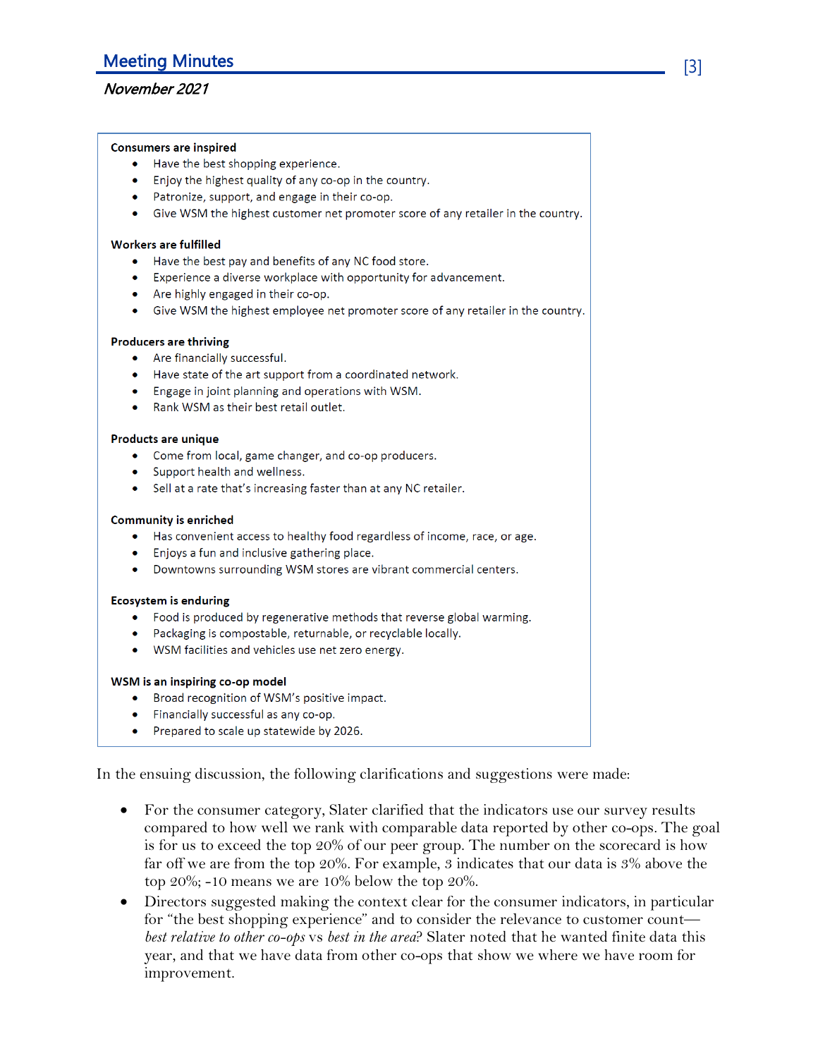**Consumers are inspired**

- Have the best shopping experience.
- Enjoy the highest quality of any co-op in the country.
- Patronize, support, and engage in their co-op.
- Give WSM the highest customer net promoter score of any retailer in the country.

**Workers are fulfilled**

- Have the best pay and benefits of any NC food store.
- Experience a diverse workplace with opportunity for advancement.
- Are highly engaged in their co-op.
- Give WSM the highest employee net promoter score of any retailer in the country.

**Producers are thriving**

- Are financially successful.
- Have state of the art support from a coordinated network.
- Engage in joint planning and operations with WSM.
- Rank WSM as their best retail outlet.

**Products are unique**

- Come from local, game changer, and co-op producers.
- Support health and wellness.
- Sell at a rate that's increasing faster than at any NC retailer.

**Community is enriched**

- Has convenient access to healthy food regardless of income, race, or age.
- Enjoys a fun and inclusive gathering place.
- Downtowns surrounding WSM stores are vibrant commercial centers.

**Ecosystem is enduring**

- Food is produced by regenerative methods that reverse global warming.
- Packaging is compostable, returnable, or recyclable locally.
- WSM facilities and vehicles use net zero energy.

**WSM is an inspiring co-op model**

- Broad recognition of WSM's positive impact.
- Financially successful as any co-op.
- Prepared to scale up statewide by 2026.

In the ensuing discussion, the following clarifications and suggestions were made:

- For the consumer category, Slater clarified that the indicators use our survey results compared to how well we rank with comparable data reported by other co-ops. The goal is for us to exceed the top 20% of our peer group. The number on the scorecard is how far off we are from the top 20%. For example, 3 indicates that our data is 3% above the top 20%; -10 means we are 10% below the top 20%.
- Directors suggested making the context clear for the consumer indicators, in particular for "the best shopping experience" and to consider the relevance to customer count—*best relative to other co-ops* vs *best in the area*? Slater noted that he wanted finite data this year, and that we have data from other co-ops that show we where we have room for improvement.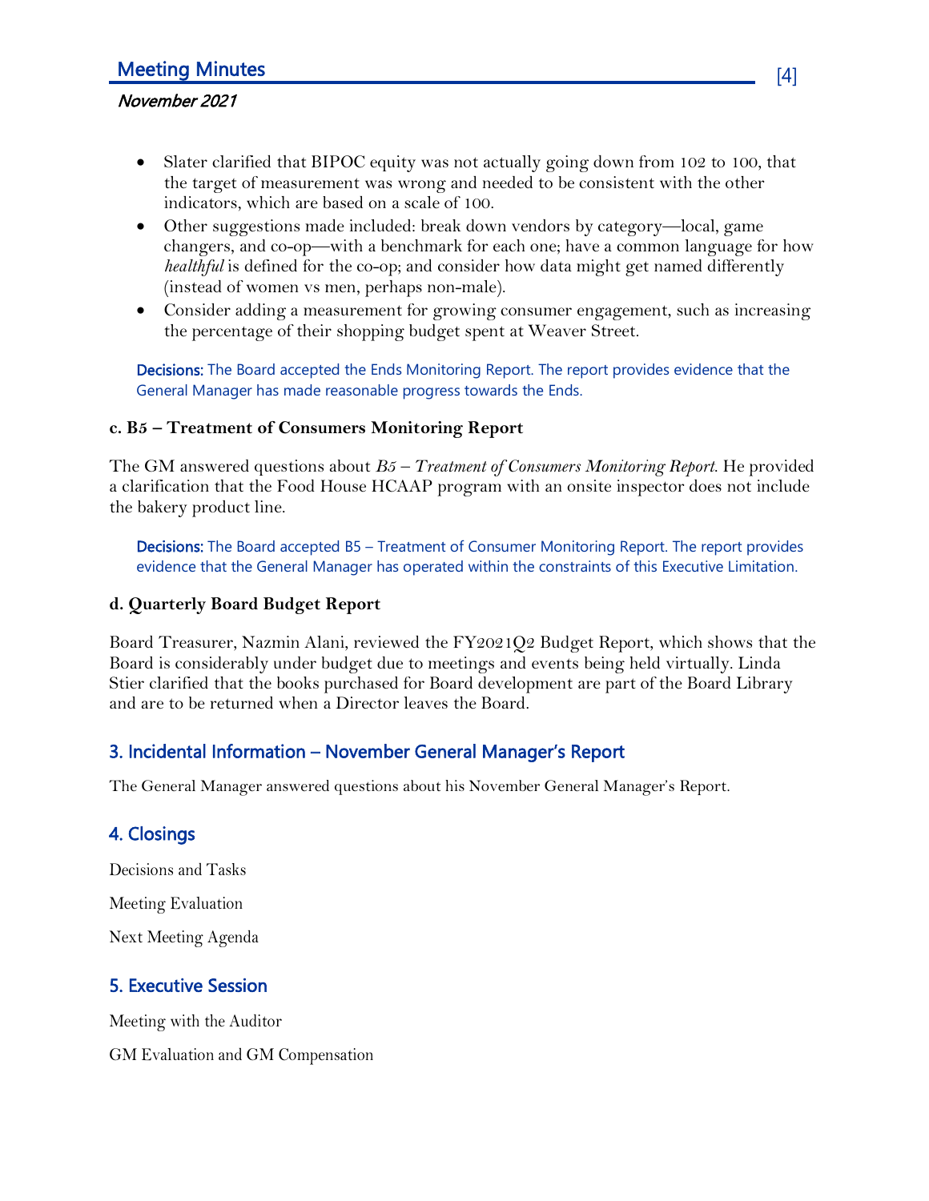- Slater clarified that BIPOC equity was not actually going down from 102 to 100, that the target of measurement was wrong and needed to be consistent with the other indicators, which are based on a scale of 100.
- Other suggestions made included: break down vendors by category—local, game changers, and co-op—with a benchmark for each one; have a common language for how *healthful* is defined for the co-op; and consider how data might get named differently (instead of women vs men, perhaps non-male).
- Consider adding a measurement for growing consumer engagement, such as increasing the percentage of their shopping budget spent at Weaver Street.

**Decisions:** The Board accepted the Ends Monitoring Report. The report provides evidence that the General Manager has made reasonable progress towards the Ends.

### c. B5 – Treatment of Consumers Monitoring Report

The GM answered questions about *B5 – Treatment of Consumers Monitoring Report*. He provided a clarification that the Food House HCAAP program with an onsite inspector does not include the bakery product line.

**Decisions:** The Board accepted B5 – Treatment of Consumer Monitoring Report. The report provides evidence that the General Manager has operated within the constraints of this Executive Limitation.

### d. Quarterly Board Budget Report

Board Treasurer, Nazmin Alani, reviewed the FY2021Q2 Budget Report, which shows that the Board is considerably under budget due to meetings and events being held virtually. Linda Stier clarified that the books purchased for Board development are part of the Board Library and are to be returned when a Director leaves the Board.

## 3. Incidental Information – November General Manager's Report

The General Manager answered questions about his November General Manager's Report.

## 4. Closings

Decisions and Tasks

Meeting Evaluation

Next Meeting Agenda

## 5. Executive Session

Meeting with the Auditor

GM Evaluation and GM Compensation